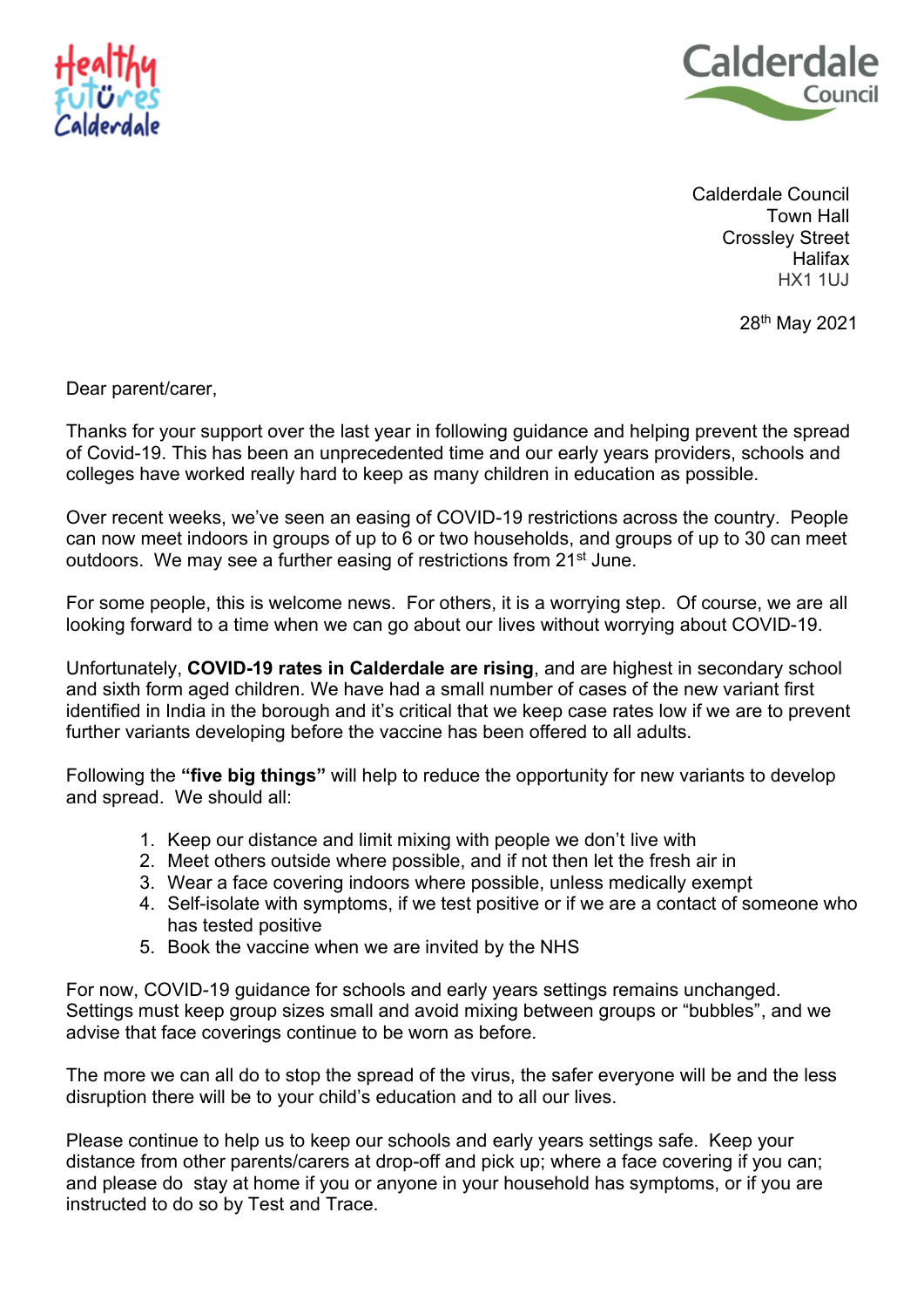Healthy Futures Calderdale

Calderdale Council

Calderdale Council
Town Hall
Crossley Street
Halifax
HX1 1UJ

28th May 2021

Dear parent/carer,

Thanks for your support over the last year in following guidance and helping prevent the spread of Covid-19. This has been an unprecedented time and our early years providers, schools and colleges have worked really hard to keep as many children in education as possible.

Over recent weeks, we've seen an easing of COVID-19 restrictions across the country. People can now meet indoors in groups of up to 6 or two households, and groups of up to 30 can meet outdoors. We may see a further easing of restrictions from 21st June.

For some people, this is welcome news. For others, it is a worrying step. Of course, we are all looking forward to a time when we can go about our lives without worrying about COVID-19.

Unfortunately, **COVID-19 rates in Calderdale are rising**, and are highest in secondary school and sixth form aged children. We have had a small number of cases of the new variant first identified in India in the borough and it's critical that we keep case rates low if we are to prevent further variants developing before the vaccine has been offered to all adults.

Following the **"five big things"** will help to reduce the opportunity for new variants to develop and spread. We should all:

1. Keep our distance and limit mixing with people we don't live with
2. Meet others outside where possible, and if not then let the fresh air in
3. Wear a face covering indoors where possible, unless medically exempt
4. Self-isolate with symptoms, if we test positive or if we are a contact of someone who has tested positive
5. Book the vaccine when we are invited by the NHS

For now, COVID-19 guidance for schools and early years settings remains unchanged. Settings must keep group sizes small and avoid mixing between groups or "bubbles", and we advise that face coverings continue to be worn as before.

The more we can all do to stop the spread of the virus, the safer everyone will be and the less disruption there will be to your child's education and to all our lives.

Please continue to help us to keep our schools and early years settings safe. Keep your distance from other parents/carers at drop-off and pick up; where a face covering if you can; and please do stay at home if you or anyone in your household has symptoms, or if you are instructed to do so by Test and Trace.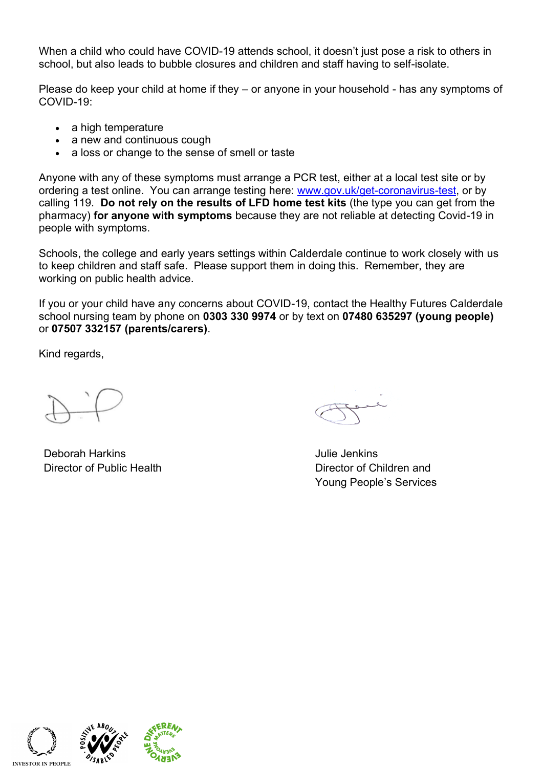When a child who could have COVID-19 attends school, it doesn't just pose a risk to others in school, but also leads to bubble closures and children and staff having to self-isolate.

Please do keep your child at home if they – or anyone in your household - has any symptoms of COVID-19:

- a high temperature
- a new and continuous cough
- a loss or change to the sense of smell or taste

Anyone with any of these symptoms must arrange a PCR test, either at a local test site or by ordering a test online. You can arrange testing here: www.gov.uk/get-coronavirus-test, or by calling 119. **Do not rely on the results of LFD home test kits** (the type you can get from the pharmacy) **for anyone with symptoms** because they are not reliable at detecting Covid-19 in people with symptoms.

Schools, the college and early years settings within Calderdale continue to work closely with us to keep children and staff safe. Please support them in doing this. Remember, they are working on public health advice.

If you or your child have any concerns about COVID-19, contact the Healthy Futures Calderdale school nursing team by phone on **0303 330 9974** or by text on **07480 635297 (young people)** or **07507 332157 (parents/carers)**.

Kind regards,

Deborah Harkins
Director of Public Health

Julie Jenkins
Director of Children and Young People's Services

INVESTOR IN PEOPLE